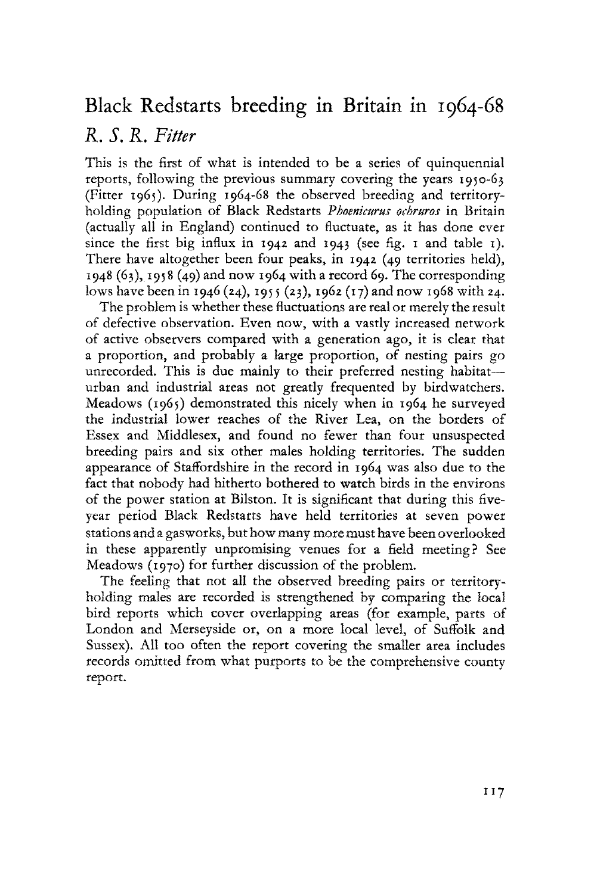# Black Redstarts breeding in Britain in 1964-68

*R. S. R. Fitter*

This is the first of what is intended to be a series of quinquennial reports, following the previous summary covering the years 1950-63 (Fitter 1965). During 1964-68 the observed breeding and territory-holding population of Black Redstarts *Phoenicurus ochruros* in Britain (actually all in England) continued to fluctuate, as it has done ever since the first big influx in 1942 and 1943 (see fig. 1 and table 1). There have altogether been four peaks, in 1942 (49 territories held), 1948 (63), 1958 (49) and now 1964 with a record 69. The corresponding lows have been in 1946 (24), 1955 (23), 1962 (17) and now 1968 with 24.

The problem is whether these fluctuations are real or merely the result of defective observation. Even now, with a vastly increased network of active observers compared with a generation ago, it is clear that a proportion, and probably a large proportion, of nesting pairs go unrecorded. This is due mainly to their preferred nesting habitat—urban and industrial areas not greatly frequented by birdwatchers. Meadows (1965) demonstrated this nicely when in 1964 he surveyed the industrial lower reaches of the River Lea, on the borders of Essex and Middlesex, and found no fewer than four unsuspected breeding pairs and six other males holding territories. The sudden appearance of Staffordshire in the record in 1964 was also due to the fact that nobody had hitherto bothered to watch birds in the environs of the power station at Bilston. It is significant that during this five-year period Black Redstarts have held territories at seven power stations and a gasworks, but how many more must have been overlooked in these apparently unpromising venues for a field meeting? See Meadows (1970) for further discussion of the problem.

The feeling that not all the observed breeding pairs or territory-holding males are recorded is strengthened by comparing the local bird reports which cover overlapping areas (for example, parts of London and Merseyside or, on a more local level, of Suffolk and Sussex). All too often the report covering the smaller area includes records omitted from what purports to be the comprehensive county report.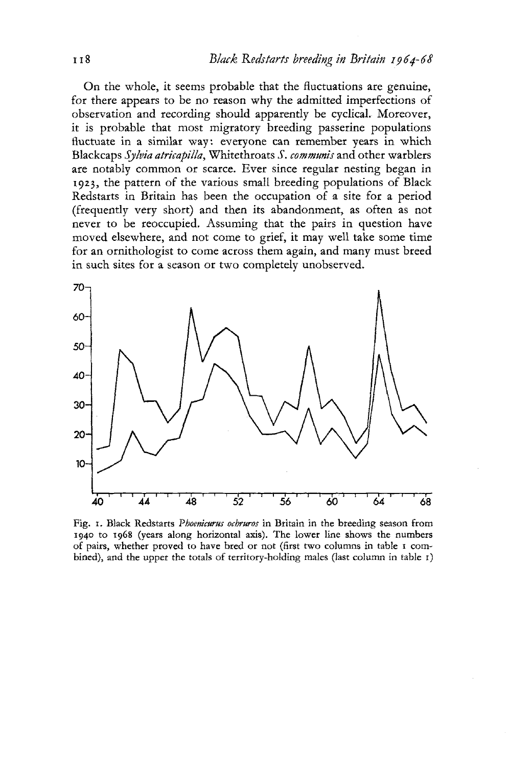On the whole, it seems probable that the fluctuations are genuine, for there appears to be no reason why the admitted imperfections of observation and recording should apparently be cyclical. Moreover, it is probable that most migratory breeding passerine populations fluctuate in a similar way: everyone can remember years in which Blackcaps *Sylvia atricapilla*, Whitethroats *S. communis* and other warblers are notably common or scarce. Ever since regular nesting began in 1923, the pattern of the various small breeding populations of Black Redstarts in Britain has been the occupation of a site for a period (frequently very short) and then its abandonment, as often as not never to be reoccupied. Assuming that the pairs in question have moved elsewhere, and not come to grief, it may well take some time for an ornithologist to come across them again, and many must breed in such sites for a season or two completely unobserved.

Fig. 1. Black Redstarts *Phoenicurus ochruros* in Britain in the breeding season from 1940 to 1968 (years along horizontal axis). The lower line shows the numbers of pairs, whether proved to have bred or not (first two columns in table 1 combined), and the upper the totals of territory-holding males (last column in table 1)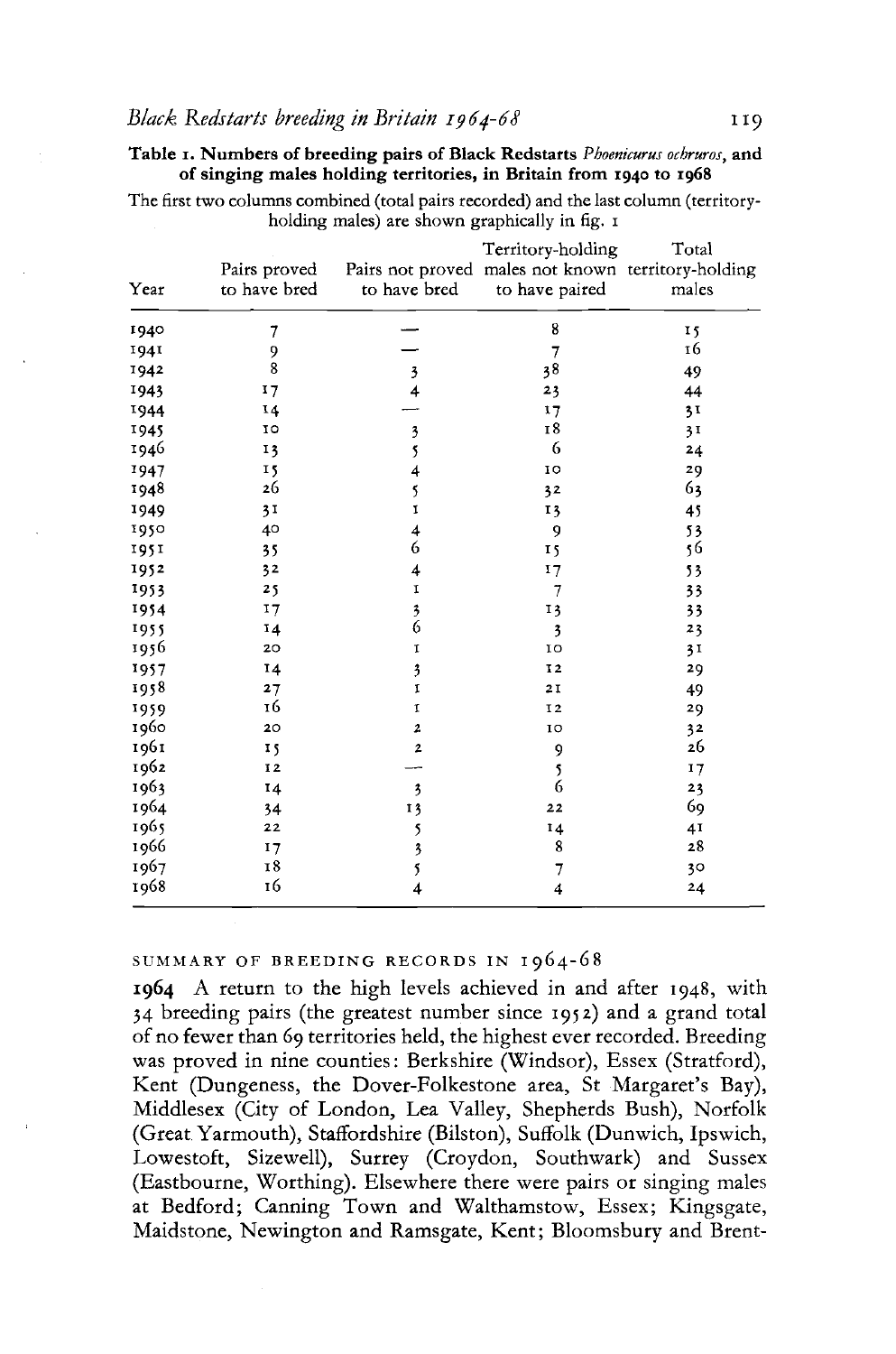**Table 1. Numbers of breeding pairs of Black Redstarts *Phoenicurus ochruros*, and of singing males holding territories, in Britain from 1940 to 1968**

The first two columns combined (total pairs recorded) and the last column (territory-holding males) are shown graphically in fig. 1

| Year | Pairs proved to have bred | Pairs not proved to have bred | Territory-holding males not known to have paired | Total territory-holding males |
|---|---|---|---|---|
| 1940 | 7 | — | 8 | 15 |
| 1941 | 9 | — | 7 | 16 |
| 1942 | 8 | 3 | 38 | 49 |
| 1943 | 17 | 4 | 23 | 44 |
| 1944 | 14 | — | 17 | 31 |
| 1945 | 10 | 3 | 18 | 31 |
| 1946 | 13 | 5 | 6 | 24 |
| 1947 | 15 | 4 | 10 | 29 |
| 1948 | 26 | 5 | 32 | 63 |
| 1949 | 31 | 1 | 13 | 45 |
| 1950 | 40 | 4 | 9 | 53 |
| 1951 | 35 | 6 | 15 | 56 |
| 1952 | 32 | 4 | 17 | 53 |
| 1953 | 25 | 1 | 7 | 33 |
| 1954 | 17 | 3 | 13 | 33 |
| 1955 | 14 | 6 | 3 | 23 |
| 1956 | 20 | 1 | 10 | 31 |
| 1957 | 14 | 3 | 12 | 29 |
| 1958 | 27 | 1 | 21 | 49 |
| 1959 | 16 | 1 | 12 | 29 |
| 1960 | 20 | 2 | 10 | 32 |
| 1961 | 15 | 2 | 9 | 26 |
| 1962 | 12 | — | 5 | 17 |
| 1963 | 14 | 3 | 6 | 23 |
| 1964 | 34 | 13 | 22 | 69 |
| 1965 | 22 | 5 | 14 | 41 |
| 1966 | 17 | 3 | 8 | 28 |
| 1967 | 18 | 5 | 7 | 30 |
| 1968 | 16 | 4 | 4 | 24 |

## SUMMARY OF BREEDING RECORDS IN 1964-68

**1964** A return to the high levels achieved in and after 1948, with 34 breeding pairs (the greatest number since 1952) and a grand total of no fewer than 69 territories held, the highest ever recorded. Breeding was proved in nine counties: Berkshire (Windsor), Essex (Stratford), Kent (Dungeness, the Dover-Folkestone area, St Margaret's Bay), Middlesex (City of London, Lea Valley, Shepherds Bush), Norfolk (Great Yarmouth), Staffordshire (Bilston), Suffolk (Dunwich, Ipswich, Lowestoft, Sizewell), Surrey (Croydon, Southwark) and Sussex (Eastbourne, Worthing). Elsewhere there were pairs or singing males at Bedford; Canning Town and Walthamstow, Essex; Kingsgate, Maidstone, Newington and Ramsgate, Kent; Bloomsbury and Brent-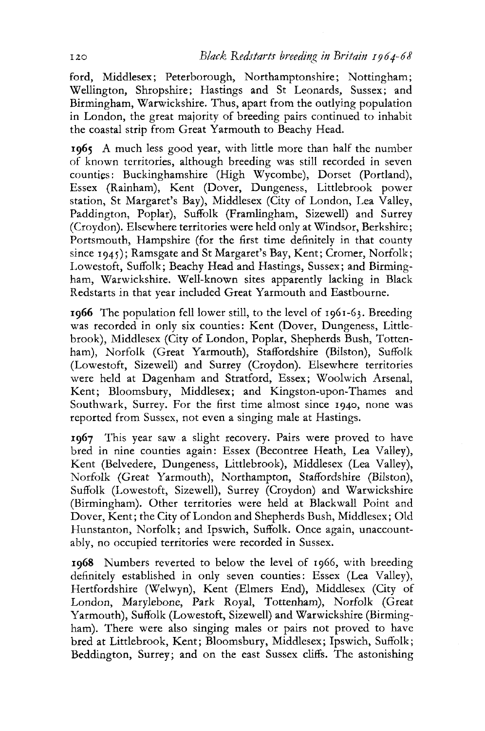ford, Middlesex; Peterborough, Northamptonshire; Nottingham; Wellington, Shropshire; Hastings and St Leonards, Sussex; and Birmingham, Warwickshire. Thus, apart from the outlying population in London, the great majority of breeding pairs continued to inhabit the coastal strip from Great Yarmouth to Beachy Head.

**1965** A much less good year, with little more than half the number of known territories, although breeding was still recorded in seven counties: Buckinghamshire (High Wycombe), Dorset (Portland), Essex (Rainham), Kent (Dover, Dungeness, Littlebrook power station, St Margaret's Bay), Middlesex (City of London, Lea Valley, Paddington, Poplar), Suffolk (Framlingham, Sizewell) and Surrey (Croydon). Elsewhere territories were held only at Windsor, Berkshire; Portsmouth, Hampshire (for the first time definitely in that county since 1945); Ramsgate and St Margaret's Bay, Kent; Cromer, Norfolk; Lowestoft, Suffolk; Beachy Head and Hastings, Sussex; and Birmingham, Warwickshire. Well-known sites apparently lacking in Black Redstarts in that year included Great Yarmouth and Eastbourne.

**1966** The population fell lower still, to the level of 1961-63. Breeding was recorded in only six counties: Kent (Dover, Dungeness, Littlebrook), Middlesex (City of London, Poplar, Shepherds Bush, Tottenham), Norfolk (Great Yarmouth), Staffordshire (Bilston), Suffolk (Lowestoft, Sizewell) and Surrey (Croydon). Elsewhere territories were held at Dagenham and Stratford, Essex; Woolwich Arsenal, Kent; Bloomsbury, Middlesex; and Kingston-upon-Thames and Southwark, Surrey. For the first time almost since 1940, none was reported from Sussex, not even a singing male at Hastings.

**1967** This year saw a slight recovery. Pairs were proved to have bred in nine counties again: Essex (Becontree Heath, Lea Valley), Kent (Belvedere, Dungeness, Littlebrook), Middlesex (Lea Valley), Norfolk (Great Yarmouth), Northampton, Staffordshire (Bilston), Suffolk (Lowestoft, Sizewell), Surrey (Croydon) and Warwickshire (Birmingham). Other territories were held at Blackwall Point and Dover, Kent; the City of London and Shepherds Bush, Middlesex; Old Hunstanton, Norfolk; and Ipswich, Suffolk. Once again, unaccountably, no occupied territories were recorded in Sussex.

**1968** Numbers reverted to below the level of 1966, with breeding definitely established in only seven counties: Essex (Lea Valley), Hertfordshire (Welwyn), Kent (Elmers End), Middlesex (City of London, Marylebone, Park Royal, Tottenham), Norfolk (Great Yarmouth), Suffolk (Lowestoft, Sizewell) and Warwickshire (Birmingham). There were also singing males or pairs not proved to have bred at Littlebrook, Kent; Bloomsbury, Middlesex; Ipswich, Suffolk; Beddington, Surrey; and on the east Sussex cliffs. The astonishing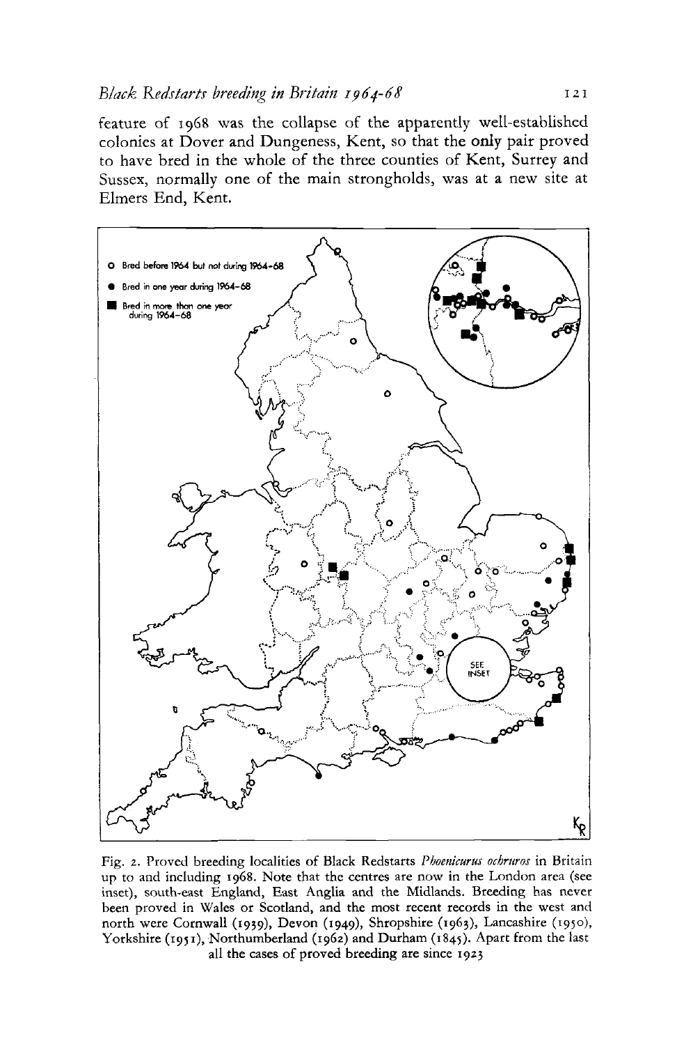feature of 1968 was the collapse of the apparently well-established colonies at Dover and Dungeness, Kent, so that the only pair proved to have bred in the whole of the three counties of Kent, Surrey and Sussex, normally one of the main strongholds, was at a new site at Elmers End, Kent.

Fig. 2. Proved breeding localities of Black Redstarts *Phoenicurus ochruros* in Britain up to and including 1968. Note that the centres are now in the London area (see inset), south-east England, East Anglia and the Midlands. Breeding has never been proved in Wales or Scotland, and the most recent records in the west and north were Cornwall (1939), Devon (1949), Shropshire (1963), Lancashire (1950), Yorkshire (1951), Northumberland (1962) and Durham (1845). Apart from the last all the cases of proved breeding are since 1923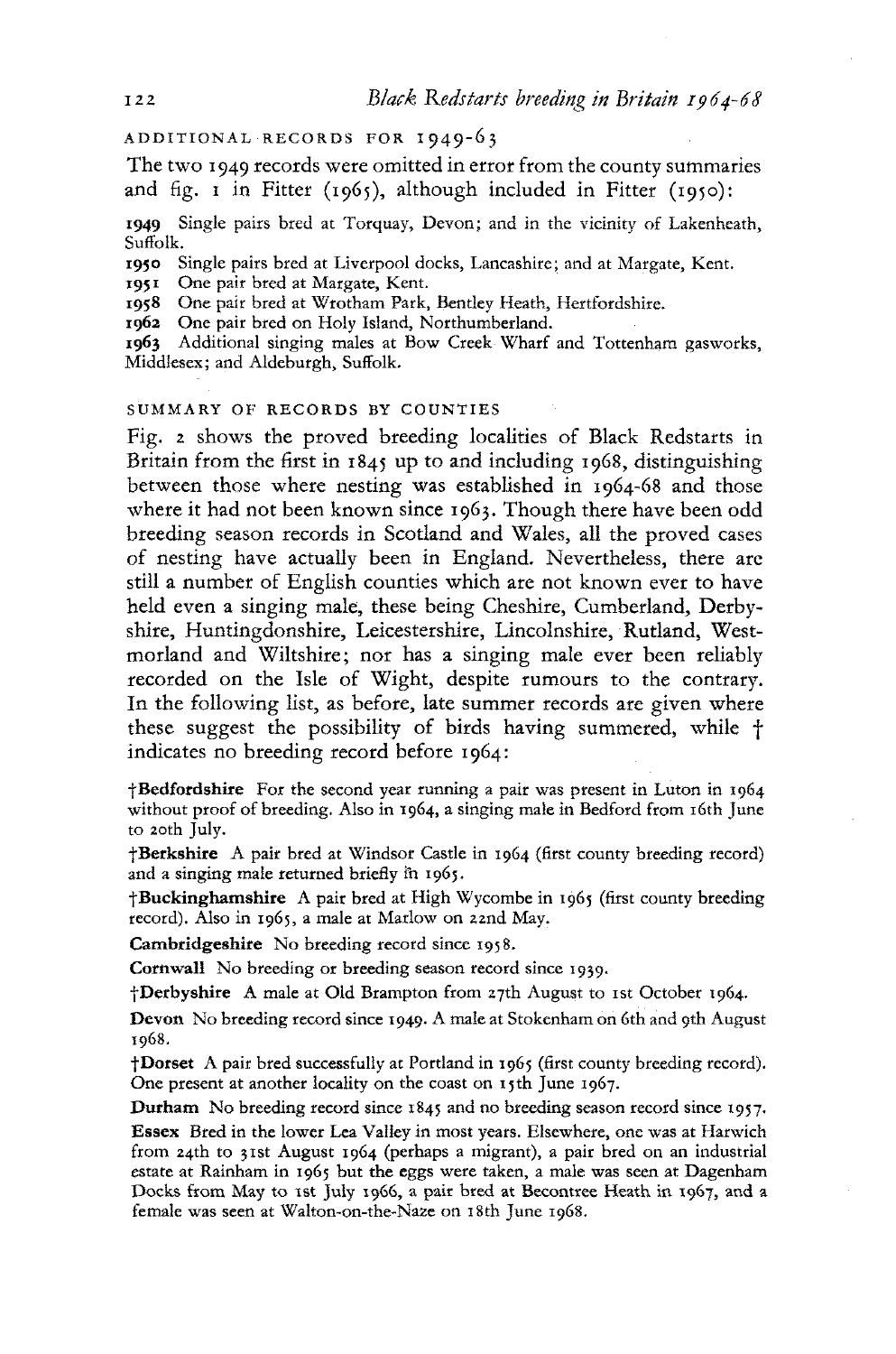## ADDITIONAL RECORDS FOR 1949-63

The two 1949 records were omitted in error from the county summaries and fig. 1 in Fitter (1965), although included in Fitter (1950):

**1949** Single pairs bred at Torquay, Devon; and in the vicinity of Lakenheath, Suffolk.

**1950** Single pairs bred at Liverpool docks, Lancashire; and at Margate, Kent.

**1951** One pair bred at Margate, Kent.

**1958** One pair bred at Wrotham Park, Bentley Heath, Hertfordshire.

**1962** One pair bred on Holy Island, Northumberland.

**1963** Additional singing males at Bow Creek Wharf and Tottenham gasworks, Middlesex; and Aldeburgh, Suffolk.

## SUMMARY OF RECORDS BY COUNTIES

Fig. 2 shows the proved breeding localities of Black Redstarts in Britain from the first in 1845 up to and including 1968, distinguishing between those where nesting was established in 1964-68 and those where it had not been known since 1963. Though there have been odd breeding season records in Scotland and Wales, all the proved cases of nesting have actually been in England. Nevertheless, there are still a number of English counties which are not known ever to have held even a singing male, these being Cheshire, Cumberland, Derbyshire, Huntingdonshire, Leicestershire, Lincolnshire, Rutland, Westmorland and Wiltshire; nor has a singing male ever been reliably recorded on the Isle of Wight, despite rumours to the contrary. In the following list, as before, late summer records are given where these suggest the possibility of birds having summered, while † indicates no breeding record before 1964:

**†Bedfordshire** For the second year running a pair was present in Luton in 1964 without proof of breeding. Also in 1964, a singing male in Bedford from 16th June to 20th July.

**†Berkshire** A pair bred at Windsor Castle in 1964 (first county breeding record) and a singing male returned briefly in 1965.

**†Buckinghamshire** A pair bred at High Wycombe in 1965 (first county breeding record). Also in 1965, a male at Marlow on 22nd May.

**Cambridgeshire** No breeding record since 1958.

**Cornwall** No breeding or breeding season record since 1939.

**†Derbyshire** A male at Old Brampton from 27th August to 1st October 1964.

**Devon** No breeding record since 1949. A male at Stokenham on 6th and 9th August 1968.

**†Dorset** A pair bred successfully at Portland in 1965 (first county breeding record). One present at another locality on the coast on 15th June 1967.

**Durham** No breeding record since 1845 and no breeding season record since 1957.

**Essex** Bred in the lower Lea Valley in most years. Elsewhere, one was at Harwich from 24th to 31st August 1964 (perhaps a migrant), a pair bred on an industrial estate at Rainham in 1965 but the eggs were taken, a male was seen at Dagenham Docks from May to 1st July 1966, a pair bred at Becontree Heath in 1967, and a female was seen at Walton-on-the-Naze on 18th June 1968.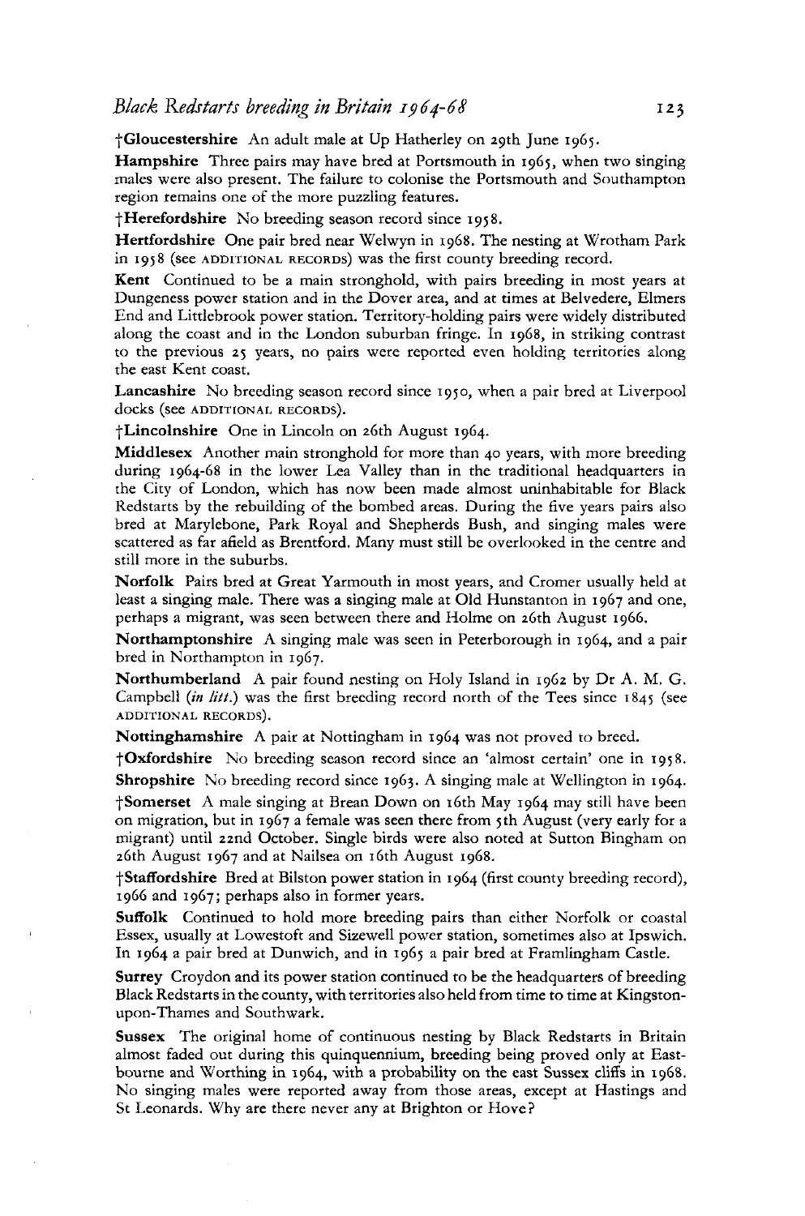†**Gloucestershire** An adult male at Up Hatherley on 29th June 1965.

**Hampshire** Three pairs may have bred at Portsmouth in 1965, when two singing males were also present. The failure to colonise the Portsmouth and Southampton region remains one of the more puzzling features.

†**Herefordshire** No breeding season record since 1958.

**Hertfordshire** One pair bred near Welwyn in 1968. The nesting at Wrotham Park in 1958 (see ADDITIONAL RECORDS) was the first county breeding record.

**Kent** Continued to be a main stronghold, with pairs breeding in most years at Dungeness power station and in the Dover area, and at times at Belvedere, Elmers End and Littlebrook power station. Territory-holding pairs were widely distributed along the coast and in the London suburban fringe. In 1968, in striking contrast to the previous 25 years, no pairs were reported even holding territories along the east Kent coast.

**Lancashire** No breeding season record since 1950, when a pair bred at Liverpool docks (see ADDITIONAL RECORDS).

†**Lincolnshire** One in Lincoln on 26th August 1964.

**Middlesex** Another main stronghold for more than 40 years, with more breeding during 1964-68 in the lower Lea Valley than in the traditional headquarters in the City of London, which has now been made almost uninhabitable for Black Redstarts by the rebuilding of the bombed areas. During the five years pairs also bred at Marylebone, Park Royal and Shepherds Bush, and singing males were scattered as far afield as Brentford. Many must still be overlooked in the centre and still more in the suburbs.

**Norfolk** Pairs bred at Great Yarmouth in most years, and Cromer usually held at least a singing male. There was a singing male at Old Hunstanton in 1967 and one, perhaps a migrant, was seen between there and Holme on 26th August 1966.

**Northamptonshire** A singing male was seen in Peterborough in 1964, and a pair bred in Northampton in 1967.

**Northumberland** A pair found nesting on Holy Island in 1962 by Dr A. M. G. Campbell (*in litt.*) was the first breeding record north of the Tees since 1845 (see ADDITIONAL RECORDS).

**Nottinghamshire** A pair at Nottingham in 1964 was not proved to breed.

†**Oxfordshire** No breeding season record since an 'almost certain' one in 1958.

**Shropshire** No breeding record since 1963. A singing male at Wellington in 1964.

†**Somerset** A male singing at Brean Down on 16th May 1964 may still have been on migration, but in 1967 a female was seen there from 5th August (very early for a migrant) until 22nd October. Single birds were also noted at Sutton Bingham on 26th August 1967 and at Nailsea on 16th August 1968.

†**Staffordshire** Bred at Bilston power station in 1964 (first county breeding record), 1966 and 1967; perhaps also in former years.

**Suffolk** Continued to hold more breeding pairs than either Norfolk or coastal Essex, usually at Lowestoft and Sizewell power station, sometimes also at Ipswich. In 1964 a pair bred at Dunwich, and in 1965 a pair bred at Framlingham Castle.

**Surrey** Croydon and its power station continued to be the headquarters of breeding Black Redstarts in the county, with territories also held from time to time at Kingston-upon-Thames and Southwark.

**Sussex** The original home of continuous nesting by Black Redstarts in Britain almost faded out during this quinquennium, breeding being proved only at Eastbourne and Worthing in 1964, with a probability on the east Sussex cliffs in 1968. No singing males were reported away from those areas, except at Hastings and St Leonards. Why are there never any at Brighton or Hove?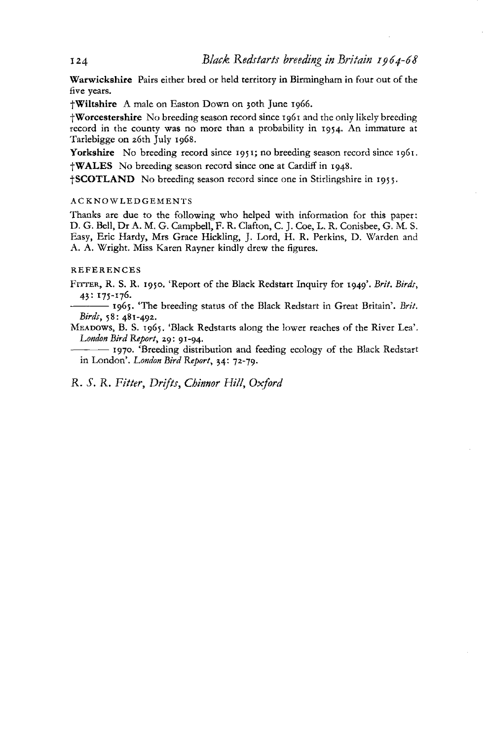**Warwickshire** Pairs either bred or held territory in Birmingham in four out of the five years.

†**Wiltshire** A male on Easton Down on 30th June 1966.

†**Worcestershire** No breeding season record since 1961 and the only likely breeding record in the county was no more than a probability in 1954. An immature at Tarlebigge on 26th July 1968.

**Yorkshire** No breeding record since 1951; no breeding season record since 1961.

†**WALES** No breeding season record since one at Cardiff in 1948.

†**SCOTLAND** No breeding season record since one in Stirlingshire in 1955.

## ACKNOWLEDGEMENTS

Thanks are due to the following who helped with information for this paper: D. G. Bell, Dr A. M. G. Campbell, F. R. Clafton, C. J. Coe, L. R. Conisbee, G. M. S. Easy, Eric Hardy, Mrs Grace Hickling, J. Lord, H. R. Perkins, D. Warden and A. A. Wright. Miss Karen Rayner kindly drew the figures.

## REFERENCES

FITTER, R. S. R. 1950. 'Report of the Black Redstart Inquiry for 1949'. *Brit. Birds*, 43: 175-176.

——— 1965. 'The breeding status of the Black Redstart in Great Britain'. *Brit. Birds*, 58: 481-492.

MEADOWS, B. S. 1965. 'Black Redstarts along the lower reaches of the River Lea'. *London Bird Report*, 29: 91-94.

——— 1970. 'Breeding distribution and feeding ecology of the Black Redstart in London'. *London Bird Report*, 34: 72-79.

*R. S. R. Fitter, Drifts, Chinnor Hill, Oxford*